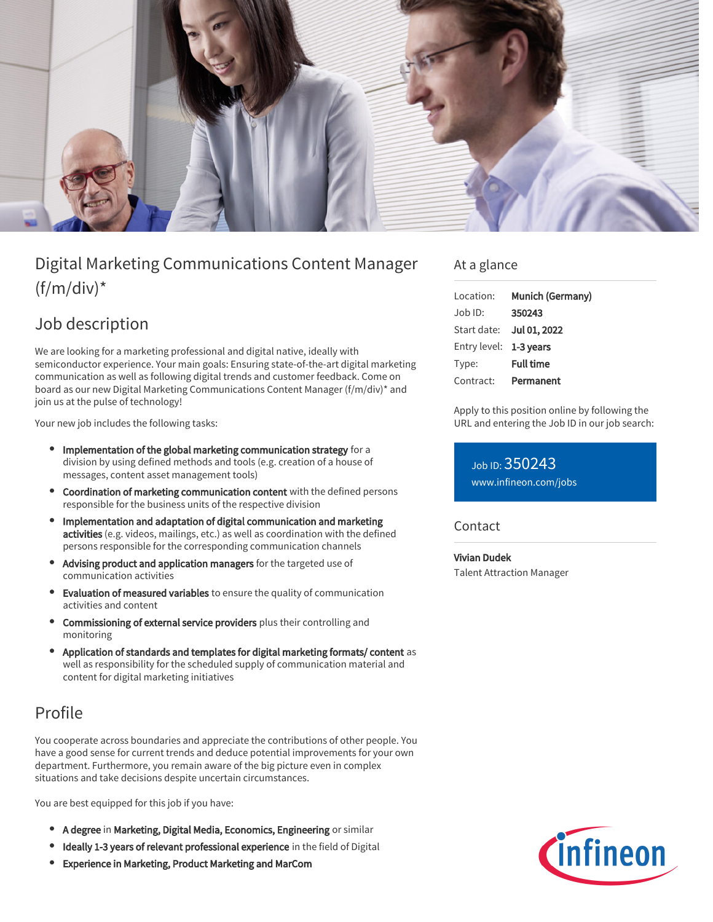# Digital Marketing Communications Content Manager (f/m/div)*

## Job description

We are looking for a marketing professional and digital native, ideally with semiconductor experience. Your main goals: Ensuring state-of-the-art digital marketing communication as well as following digital trends and customer feedback. Come on board as our new Digital Marketing Communications Content Manager (f/m/div)* and join us at the pulse of technology!

Your new job includes the following tasks:

- **Implementation of the global marketing communication strategy** for a division by using defined methods and tools (e.g. creation of a house of messages, content asset management tools)
- **Coordination of marketing communication content** with the defined persons responsible for the business units of the respective division
- **Implementation and adaptation of digital communication and marketing activities** (e.g. videos, mailings, etc.) as well as coordination with the defined persons responsible for the corresponding communication channels
- **Advising product and application managers** for the targeted use of communication activities
- **Evaluation of measured variables** to ensure the quality of communication activities and content
- **Commissioning of external service providers** plus their controlling and monitoring
- **Application of standards and templates for digital marketing formats/ content** as well as responsibility for the scheduled supply of communication material and content for digital marketing initiatives

## Profile

You cooperate across boundaries and appreciate the contributions of other people. You have a good sense for current trends and deduce potential improvements for your own department. Furthermore, you remain aware of the big picture even in complex situations and take decisions despite uncertain circumstances.

You are best equipped for this job if you have:

- **A degree** in **Marketing, Digital Media, Economics, Engineering** or similar
- **Ideally 1-3 years of relevant professional experience** in the field of Digital
- **Experience in Marketing, Product Marketing and MarCom**

## At a glance

| | |
|---|---|
| Location: | **Munich (Germany)** |
| Job ID: | **350243** |
| Start date: | **Jul 01, 2022** |
| Entry level: | **1-3 years** |
| Type: | **Full time** |
| Contract: | **Permanent** |

Apply to this position online by following the URL and entering the Job ID in our job search:

Job ID: 350243
www.infineon.com/jobs

## Contact

**Vivian Dudek**
Talent Attraction Manager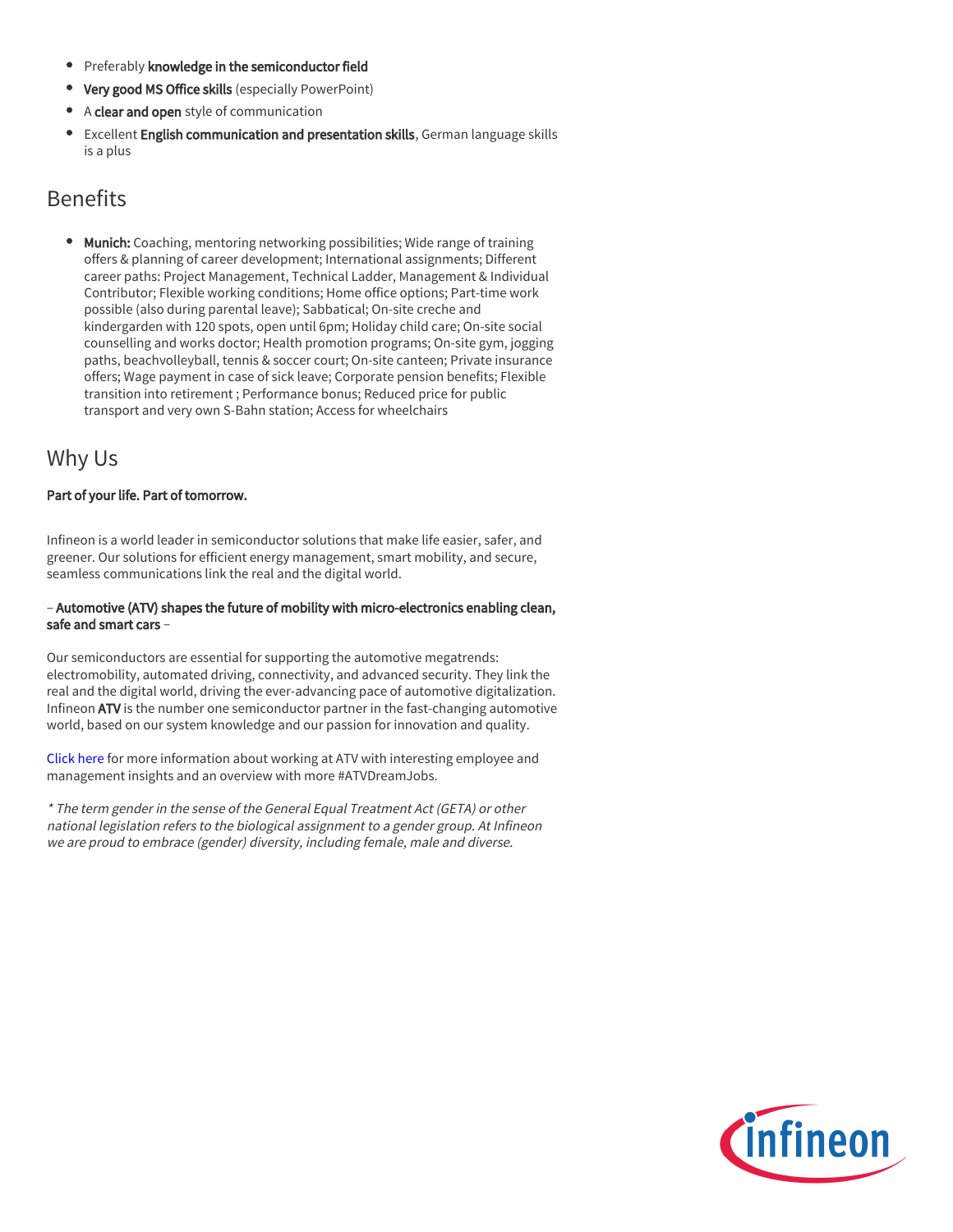- Preferably **knowledge in the semiconductor field**
- **Very good MS Office skills** (especially PowerPoint)
- A **clear and open** style of communication
- Excellent **English communication and presentation skills**, German language skills is a plus

## Benefits

- **Munich:** Coaching, mentoring networking possibilities; Wide range of training offers & planning of career development; International assignments; Different career paths: Project Management, Technical Ladder, Management & Individual Contributor; Flexible working conditions; Home office options; Part-time work possible (also during parental leave); Sabbatical; On-site creche and kindergarden with 120 spots, open until 6pm; Holiday child care; On-site social counselling and works doctor; Health promotion programs; On-site gym, jogging paths, beachvolleyball, tennis & soccer court; On-site canteen; Private insurance offers; Wage payment in case of sick leave; Corporate pension benefits; Flexible transition into retirement ; Performance bonus; Reduced price for public transport and very own S-Bahn station; Access for wheelchairs

## Why Us

**Part of your life. Part of tomorrow.**

Infineon is a world leader in semiconductor solutions that make life easier, safer, and greener. Our solutions for efficient energy management, smart mobility, and secure, seamless communications link the real and the digital world.

– **Automotive (ATV) shapes the future of mobility with micro-electronics enabling clean, safe and smart cars** –

Our semiconductors are essential for supporting the automotive megatrends: electromobility, automated driving, connectivity, and advanced security. They link the real and the digital world, driving the ever-advancing pace of automotive digitalization. Infineon **ATV** is the number one semiconductor partner in the fast-changing automotive world, based on our system knowledge and our passion for innovation and quality.

Click here for more information about working at ATV with interesting employee and management insights and an overview with more #ATVDreamJobs.

*\* The term gender in the sense of the General Equal Treatment Act (GETA) or other national legislation refers to the biological assignment to a gender group. At Infineon we are proud to embrace (gender) diversity, including female, male and diverse.*